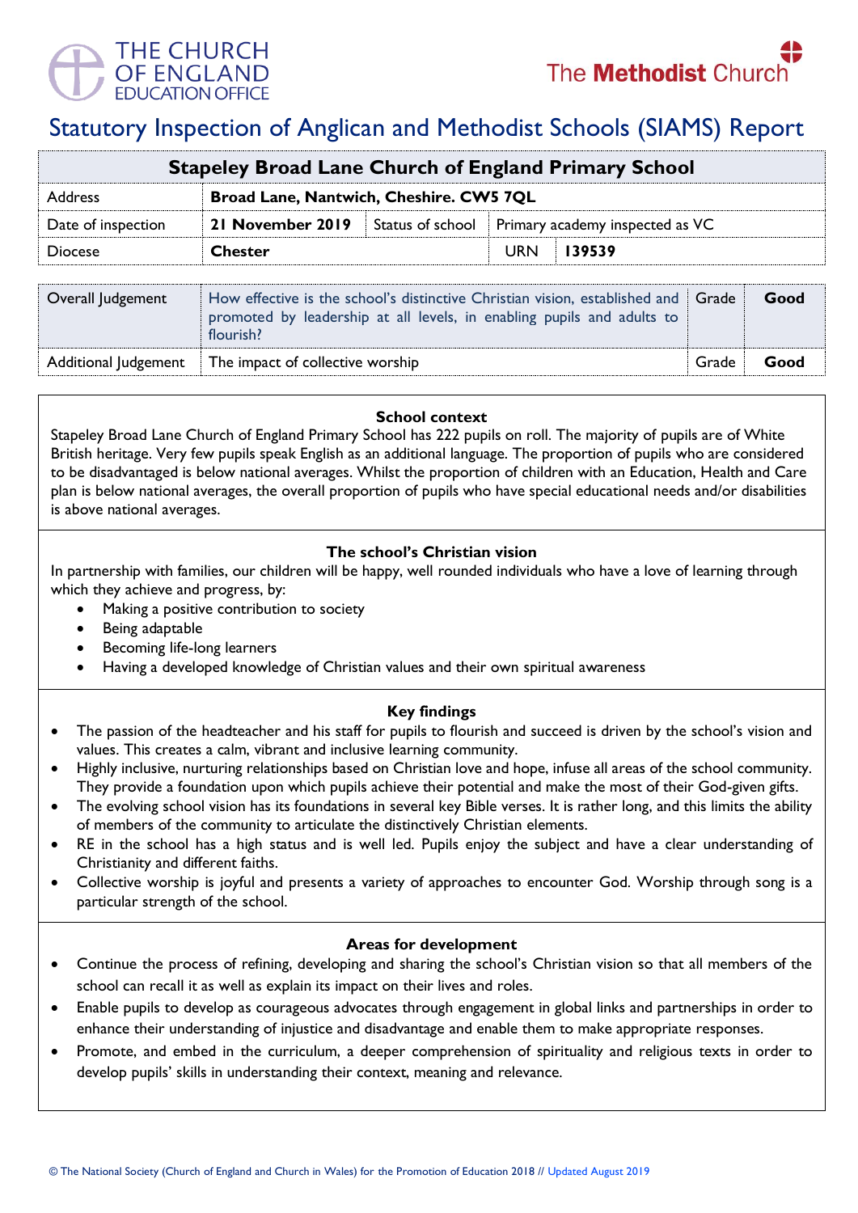THE CHURCH OF ENGLAND EDUCATION OFFICE

The Methodist Church

# Statutory Inspection of Anglican and Methodist Schools (SIAMS) Report

| Stapeley Broad Lane Church of England Primary School | | | | |
|---|---|---|---|---|
| Address | **Broad Lane, Nantwich, Cheshire. CW5 7QL** | | | |
| Date of inspection | **21 November 2019** | Status of school | Primary academy inspected as VC | |
| Diocese | **Chester** | | URN | **139539** |

| Overall Judgement | How effective is the school's distinctive Christian vision, established and promoted by leadership at all levels, in enabling pupils and adults to flourish? | Grade | **Good** |
|---|---|---|---|
| Additional Judgement | The impact of collective worship | Grade | **Good** |

### School context

Stapeley Broad Lane Church of England Primary School has 222 pupils on roll. The majority of pupils are of White British heritage. Very few pupils speak English as an additional language. The proportion of pupils who are considered to be disadvantaged is below national averages. Whilst the proportion of children with an Education, Health and Care plan is below national averages, the overall proportion of pupils who have special educational needs and/or disabilities is above national averages.

### The school's Christian vision

In partnership with families, our children will be happy, well rounded individuals who have a love of learning through which they achieve and progress, by:

- Making a positive contribution to society
- Being adaptable
- Becoming life-long learners
- Having a developed knowledge of Christian values and their own spiritual awareness

### Key findings

- The passion of the headteacher and his staff for pupils to flourish and succeed is driven by the school's vision and values. This creates a calm, vibrant and inclusive learning community.
- Highly inclusive, nurturing relationships based on Christian love and hope, infuse all areas of the school community. They provide a foundation upon which pupils achieve their potential and make the most of their God-given gifts.
- The evolving school vision has its foundations in several key Bible verses. It is rather long, and this limits the ability of members of the community to articulate the distinctively Christian elements.
- RE in the school has a high status and is well led. Pupils enjoy the subject and have a clear understanding of Christianity and different faiths.
- Collective worship is joyful and presents a variety of approaches to encounter God. Worship through song is a particular strength of the school.

### Areas for development

- Continue the process of refining, developing and sharing the school's Christian vision so that all members of the school can recall it as well as explain its impact on their lives and roles.
- Enable pupils to develop as courageous advocates through engagement in global links and partnerships in order to enhance their understanding of injustice and disadvantage and enable them to make appropriate responses.
- Promote, and embed in the curriculum, a deeper comprehension of spirituality and religious texts in order to develop pupils' skills in understanding their context, meaning and relevance.

© The National Society (Church of England and Church in Wales) for the Promotion of Education 2018 // Updated August 2019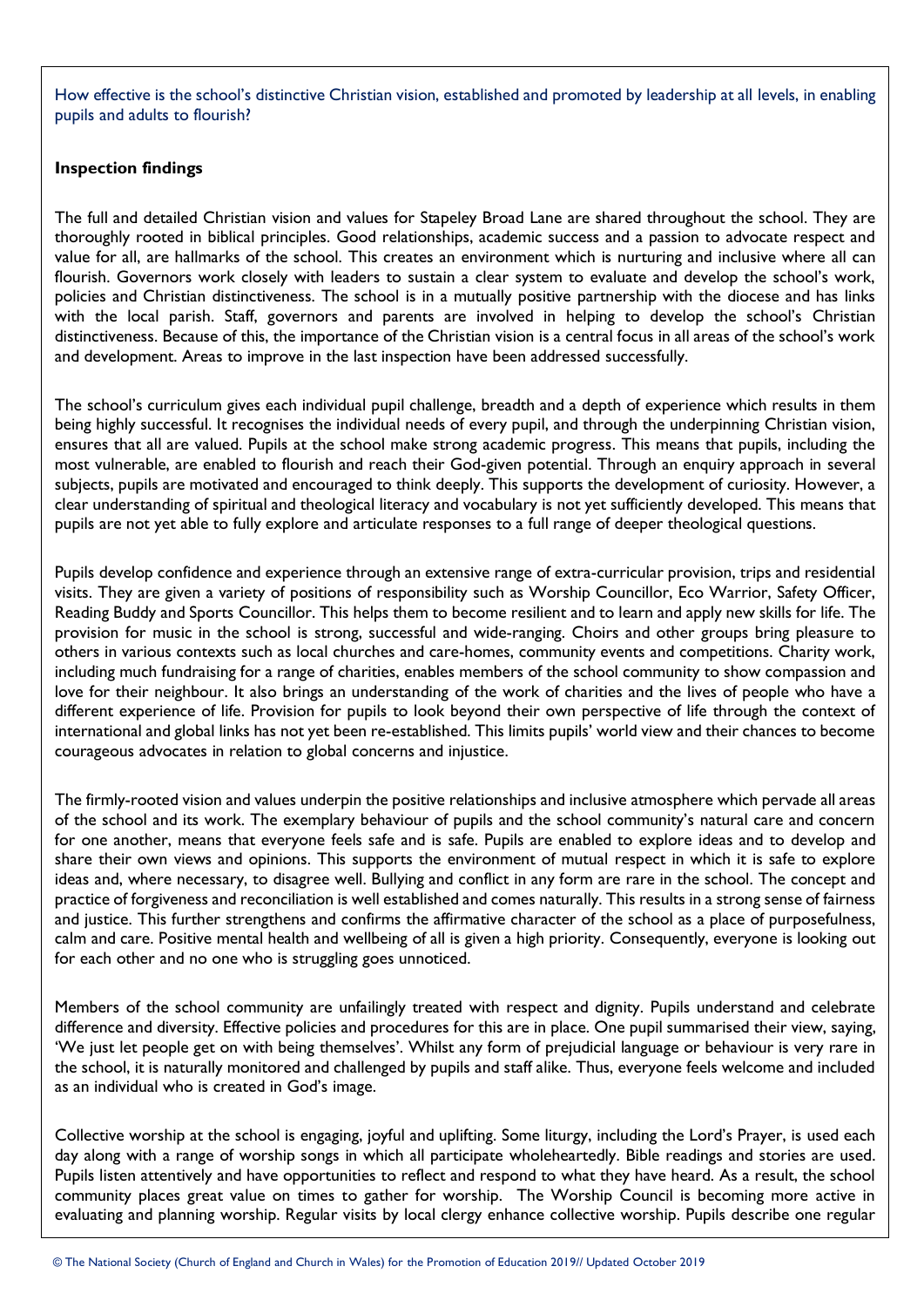How effective is the school's distinctive Christian vision, established and promoted by leadership at all levels, in enabling pupils and adults to flourish?

**Inspection findings**

The full and detailed Christian vision and values for Stapeley Broad Lane are shared throughout the school. They are thoroughly rooted in biblical principles. Good relationships, academic success and a passion to advocate respect and value for all, are hallmarks of the school. This creates an environment which is nurturing and inclusive where all can flourish. Governors work closely with leaders to sustain a clear system to evaluate and develop the school's work, policies and Christian distinctiveness. The school is in a mutually positive partnership with the diocese and has links with the local parish. Staff, governors and parents are involved in helping to develop the school's Christian distinctiveness. Because of this, the importance of the Christian vision is a central focus in all areas of the school's work and development. Areas to improve in the last inspection have been addressed successfully.

The school's curriculum gives each individual pupil challenge, breadth and a depth of experience which results in them being highly successful. It recognises the individual needs of every pupil, and through the underpinning Christian vision, ensures that all are valued. Pupils at the school make strong academic progress. This means that pupils, including the most vulnerable, are enabled to flourish and reach their God-given potential. Through an enquiry approach in several subjects, pupils are motivated and encouraged to think deeply. This supports the development of curiosity. However, a clear understanding of spiritual and theological literacy and vocabulary is not yet sufficiently developed. This means that pupils are not yet able to fully explore and articulate responses to a full range of deeper theological questions.

Pupils develop confidence and experience through an extensive range of extra-curricular provision, trips and residential visits. They are given a variety of positions of responsibility such as Worship Councillor, Eco Warrior, Safety Officer, Reading Buddy and Sports Councillor. This helps them to become resilient and to learn and apply new skills for life. The provision for music in the school is strong, successful and wide-ranging. Choirs and other groups bring pleasure to others in various contexts such as local churches and care-homes, community events and competitions. Charity work, including much fundraising for a range of charities, enables members of the school community to show compassion and love for their neighbour. It also brings an understanding of the work of charities and the lives of people who have a different experience of life. Provision for pupils to look beyond their own perspective of life through the context of international and global links has not yet been re-established. This limits pupils' world view and their chances to become courageous advocates in relation to global concerns and injustice.

The firmly-rooted vision and values underpin the positive relationships and inclusive atmosphere which pervade all areas of the school and its work. The exemplary behaviour of pupils and the school community's natural care and concern for one another, means that everyone feels safe and is safe. Pupils are enabled to explore ideas and to develop and share their own views and opinions. This supports the environment of mutual respect in which it is safe to explore ideas and, where necessary, to disagree well. Bullying and conflict in any form are rare in the school. The concept and practice of forgiveness and reconciliation is well established and comes naturally. This results in a strong sense of fairness and justice. This further strengthens and confirms the affirmative character of the school as a place of purposefulness, calm and care. Positive mental health and wellbeing of all is given a high priority. Consequently, everyone is looking out for each other and no one who is struggling goes unnoticed.

Members of the school community are unfailingly treated with respect and dignity. Pupils understand and celebrate difference and diversity. Effective policies and procedures for this are in place. One pupil summarised their view, saying, 'We just let people get on with being themselves'. Whilst any form of prejudicial language or behaviour is very rare in the school, it is naturally monitored and challenged by pupils and staff alike. Thus, everyone feels welcome and included as an individual who is created in God's image.

Collective worship at the school is engaging, joyful and uplifting. Some liturgy, including the Lord's Prayer, is used each day along with a range of worship songs in which all participate wholeheartedly. Bible readings and stories are used. Pupils listen attentively and have opportunities to reflect and respond to what they have heard. As a result, the school community places great value on times to gather for worship. The Worship Council is becoming more active in evaluating and planning worship. Regular visits by local clergy enhance collective worship. Pupils describe one regular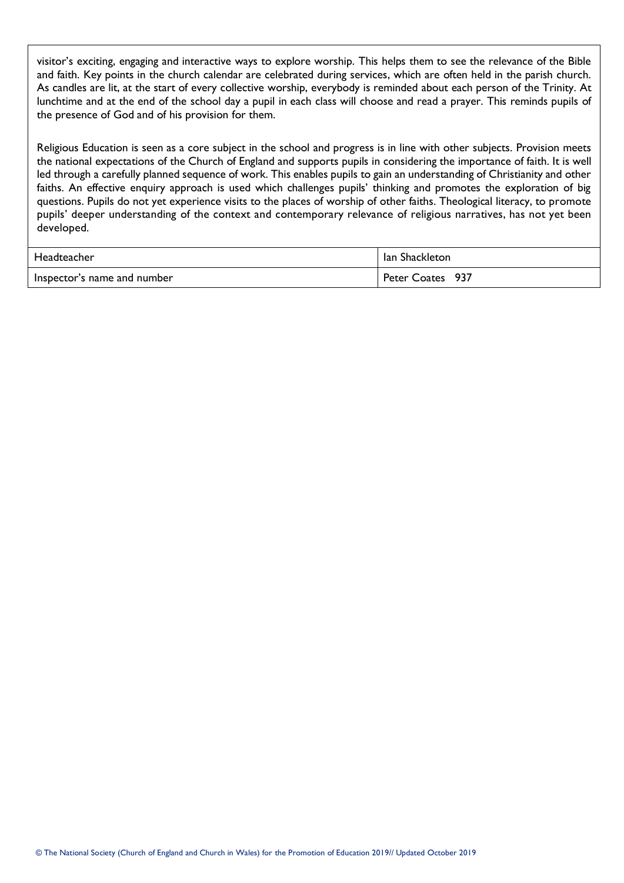visitor's exciting, engaging and interactive ways to explore worship. This helps them to see the relevance of the Bible and faith. Key points in the church calendar are celebrated during services, which are often held in the parish church. As candles are lit, at the start of every collective worship, everybody is reminded about each person of the Trinity. At lunchtime and at the end of the school day a pupil in each class will choose and read a prayer. This reminds pupils of the presence of God and of his provision for them.

Religious Education is seen as a core subject in the school and progress is in line with other subjects. Provision meets the national expectations of the Church of England and supports pupils in considering the importance of faith. It is well led through a carefully planned sequence of work. This enables pupils to gain an understanding of Christianity and other faiths. An effective enquiry approach is used which challenges pupils' thinking and promotes the exploration of big questions. Pupils do not yet experience visits to the places of worship of other faiths. Theological literacy, to promote pupils' deeper understanding of the context and contemporary relevance of religious narratives, has not yet been developed.

| | |
|---|---|
| Headteacher | Ian Shackleton |
| Inspector's name and number | Peter Coates 937 |